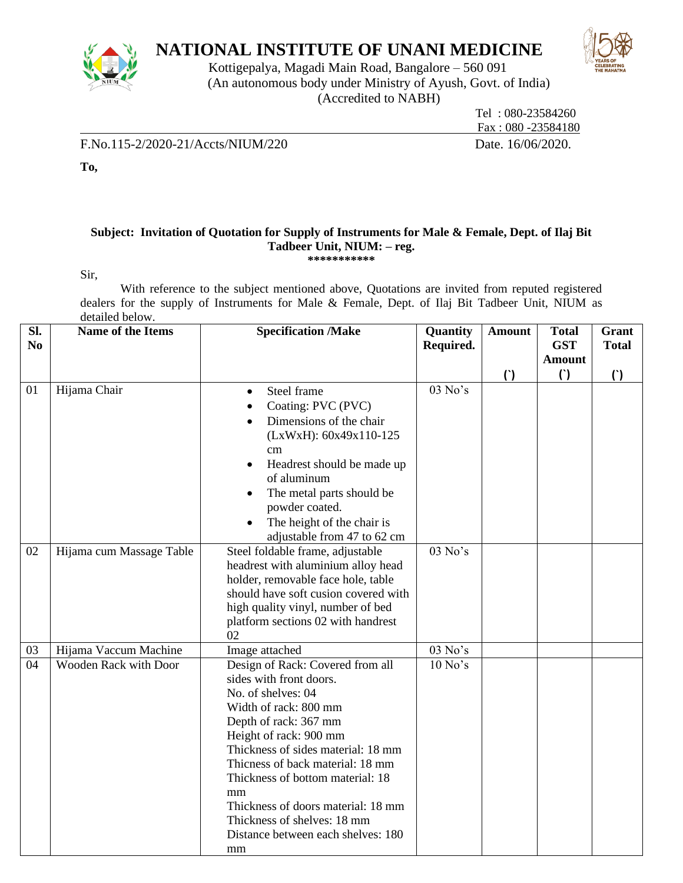# NATIONAL INSTITUTE OF UNANI MEDICINE

Kottigepalya, Magadi Main Road, Bangalore – 560 091
(An autonomous body under Ministry of Ayush, Govt. of India)
(Accredited to NABH)

Tel : 080-23584260
Fax : 080 -23584180

F.No.115-2/2020-21/Accts/NIUM/220 Date. 16/06/2020.

**To,**

**Subject: Invitation of Quotation for Supply of Instruments for Male & Female, Dept. of Ilaj Bit Tadbeer Unit, NIUM: – reg.**
**\*\*\*\*\*\*\*\*\*\*\***

Sir,

With reference to the subject mentioned above, Quotations are invited from reputed registered dealers for the supply of Instruments for Male & Female, Dept. of Ilaj Bit Tadbeer Unit, NIUM as detailed below.

| Sl. No | Name of the Items | Specification /Make | Quantity Required. | Amount (`) | Total GST Amount (`) | Grant Total (`) |
|---|---|---|---|---|---|---|
| 01 | Hijama Chair | • Steel frame<br>• Coating: PVC (PVC)<br>• Dimensions of the chair (LxWxH): 60x49x110-125 cm<br>• Headrest should be made up of aluminum<br>• The metal parts should be powder coated.<br>• The height of the chair is adjustable from 47 to 62 cm | 03 No's | | | |
| 02 | Hijama cum Massage Table | Steel foldable frame, adjustable headrest with aluminium alloy head holder, removable face hole, table should have soft cusion covered with high quality vinyl, number of bed platform sections 02 with handrest 02 | 03 No's | | | |
| 03 | Hijama Vaccum Machine | Image attached | 03 No's | | | |
| 04 | Wooden Rack with Door | Design of Rack: Covered from all sides with front doors.<br>No. of shelves: 04<br>Width of rack: 800 mm<br>Depth of rack: 367 mm<br>Height of rack: 900 mm<br>Thickness of sides material: 18 mm<br>Thicness of back material: 18 mm<br>Thickness of bottom material: 18 mm<br>Thickness of doors material: 18 mm<br>Thickness of shelves: 18 mm<br>Distance between each shelves: 180 mm | 10 No's | | | |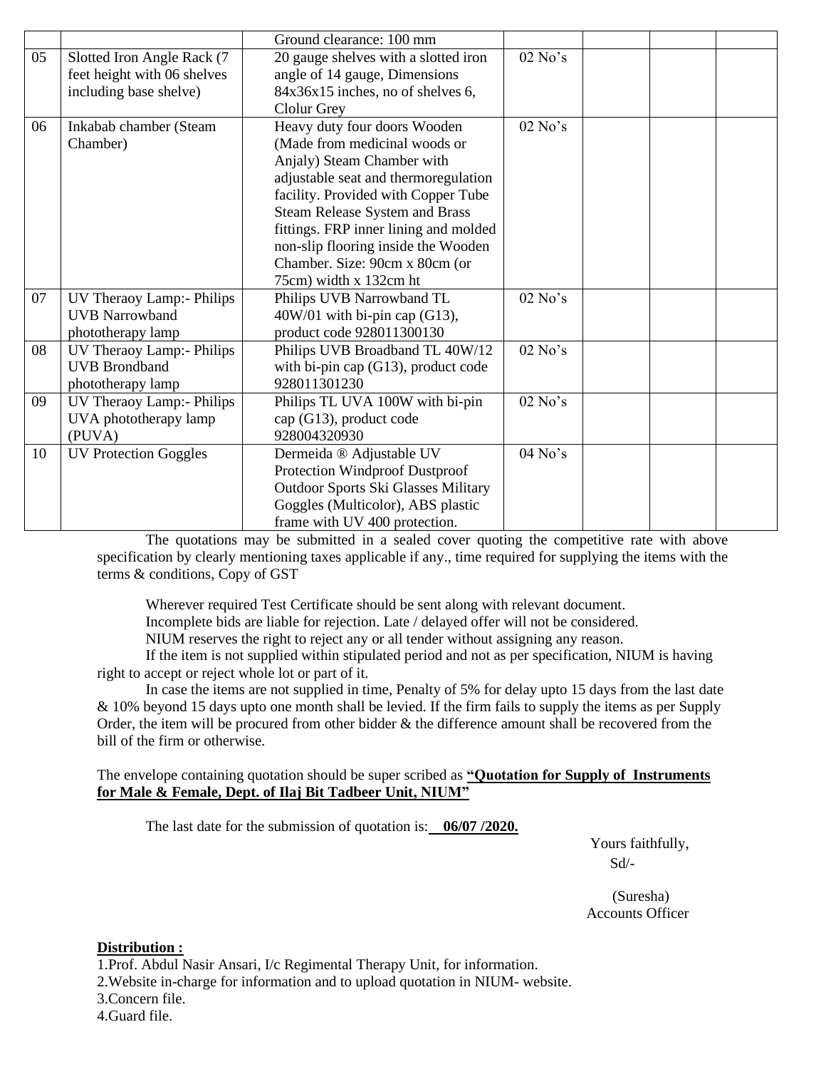| | | | | | | |
|---|---|---|---|---|---|---|
| | | Ground clearance: 100 mm | | | | |
| 05 | Slotted Iron Angle Rack (7 feet height with 06 shelves including base shelve) | 20 gauge shelves with a slotted iron angle of 14 gauge, Dimensions 84x36x15 inches, no of shelves 6, Clolur Grey | 02 No's | | | |
| 06 | Inkabab chamber (Steam Chamber) | Heavy duty four doors Wooden (Made from medicinal woods or Anjaly) Steam Chamber with adjustable seat and thermoregulation facility. Provided with Copper Tube Steam Release System and Brass fittings. FRP inner lining and molded non-slip flooring inside the Wooden Chamber. Size: 90cm x 80cm (or 75cm) width x 132cm ht | 02 No's | | | |
| 07 | UV Theraoy Lamp:- Philips UVB Narrowband phototherapy lamp | Philips UVB Narrowband TL 40W/01 with bi-pin cap (G13), product code 928011300130 | 02 No's | | | |
| 08 | UV Theraoy Lamp:- Philips UVB Brondband phototherapy lamp | Philips UVB Broadband TL 40W/12 with bi-pin cap (G13), product code 928011301230 | 02 No's | | | |
| 09 | UV Theraoy Lamp:- Philips UVA phototherapy lamp (PUVA) | Philips TL UVA 100W with bi-pin cap (G13), product code 928004320930 | 02 No's | | | |
| 10 | UV Protection Goggles | Dermeida ® Adjustable UV Protection Windproof Dustproof Outdoor Sports Ski Glasses Military Goggles (Multicolor), ABS plastic frame with UV 400 protection. | 04 No's | | | |

The quotations may be submitted in a sealed cover quoting the competitive rate with above specification by clearly mentioning taxes applicable if any., time required for supplying the items with the terms & conditions, Copy of GST

Wherever required Test Certificate should be sent along with relevant document.

Incomplete bids are liable for rejection. Late / delayed offer will not be considered.

NIUM reserves the right to reject any or all tender without assigning any reason.

If the item is not supplied within stipulated period and not as per specification, NIUM is having right to accept or reject whole lot or part of it.

In case the items are not supplied in time, Penalty of 5% for delay upto 15 days from the last date & 10% beyond 15 days upto one month shall be levied. If the firm fails to supply the items as per Supply Order, the item will be procured from other bidder & the difference amount shall be recovered from the bill of the firm or otherwise.

The envelope containing quotation should be super scribed as **"Quotation for Supply of Instruments for Male & Female, Dept. of Ilaj Bit Tadbeer Unit, NIUM"**

The last date for the submission of quotation is: **06/07 /2020.**

Yours faithfully,
Sd/-

(Suresha)
Accounts Officer

**Distribution :**

1. Prof. Abdul Nasir Ansari, I/c Regimental Therapy Unit, for information.
2. Website in-charge for information and to upload quotation in NIUM- website.
3. Concern file.
4. Guard file.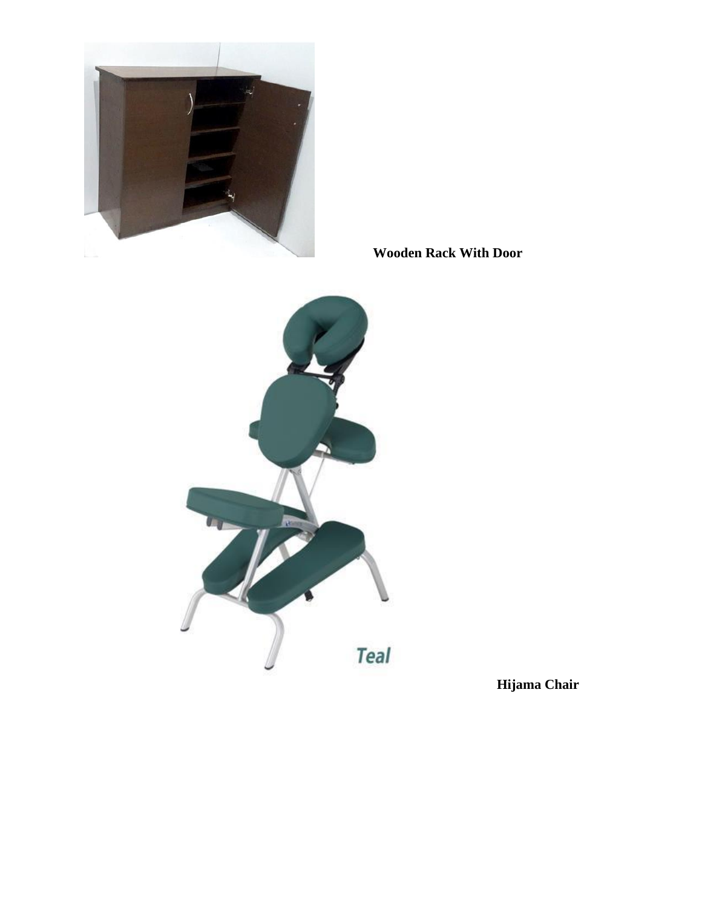**Wooden Rack With Door**

**Hijama Chair**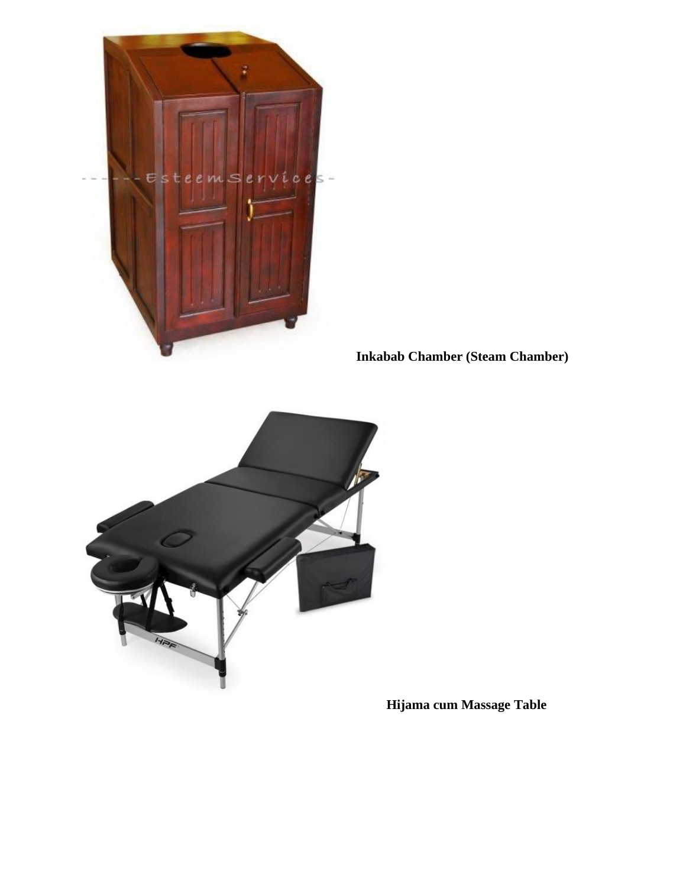**Inkabab Chamber (Steam Chamber)**

**Hijama cum Massage Table**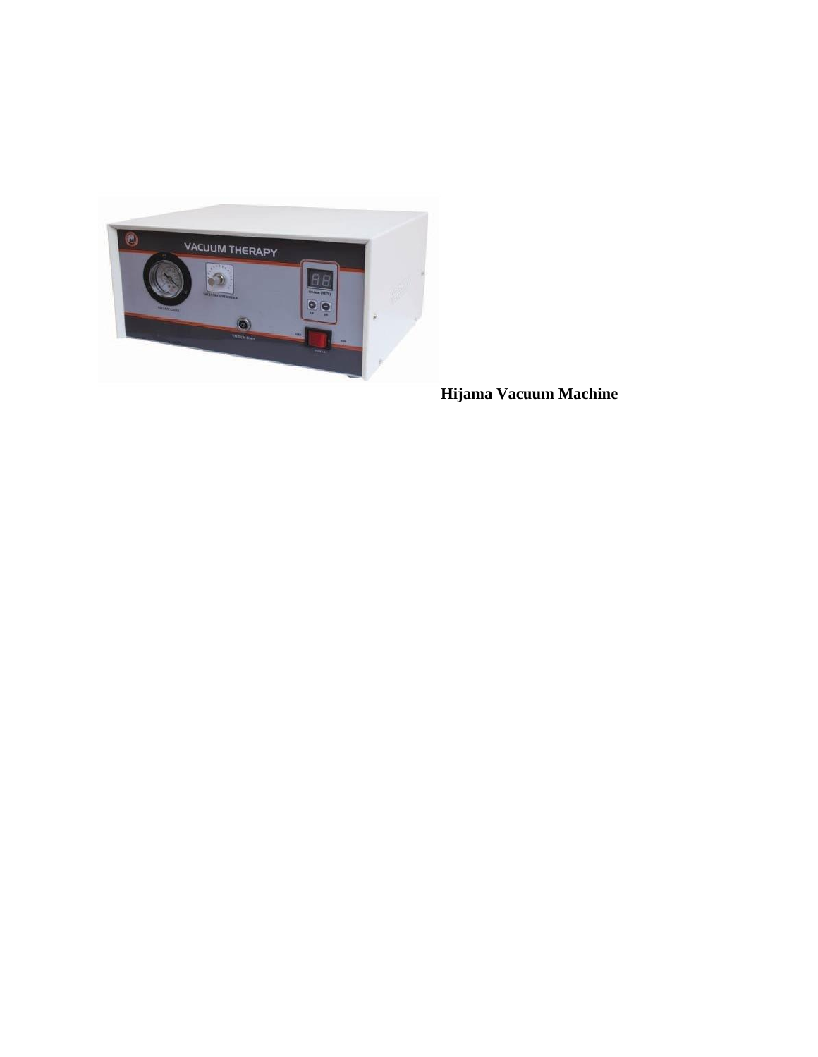**Hijama Vacuum Machine**